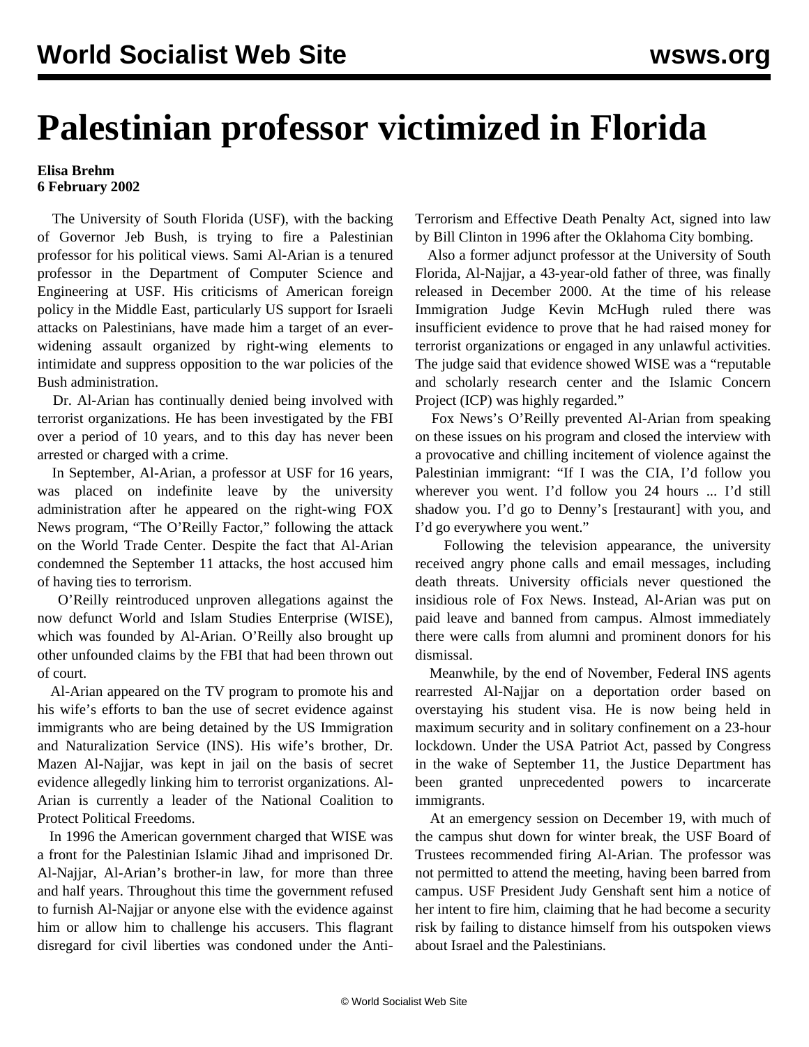# Palestinian professor victimized in Florida

**Elisa Brehm**
**6 February 2002**

The University of South Florida (USF), with the backing of Governor Jeb Bush, is trying to fire a Palestinian professor for his political views. Sami Al-Arian is a tenured professor in the Department of Computer Science and Engineering at USF. His criticisms of American foreign policy in the Middle East, particularly US support for Israeli attacks on Palestinians, have made him a target of an ever-widening assault organized by right-wing elements to intimidate and suppress opposition to the war policies of the Bush administration.

Dr. Al-Arian has continually denied being involved with terrorist organizations. He has been investigated by the FBI over a period of 10 years, and to this day has never been arrested or charged with a crime.

In September, Al-Arian, a professor at USF for 16 years, was placed on indefinite leave by the university administration after he appeared on the right-wing FOX News program, "The O'Reilly Factor," following the attack on the World Trade Center. Despite the fact that Al-Arian condemned the September 11 attacks, the host accused him of having ties to terrorism.

O'Reilly reintroduced unproven allegations against the now defunct World and Islam Studies Enterprise (WISE), which was founded by Al-Arian. O'Reilly also brought up other unfounded claims by the FBI that had been thrown out of court.

Al-Arian appeared on the TV program to promote his and his wife's efforts to ban the use of secret evidence against immigrants who are being detained by the US Immigration and Naturalization Service (INS). His wife's brother, Dr. Mazen Al-Najjar, was kept in jail on the basis of secret evidence allegedly linking him to terrorist organizations. Al-Arian is currently a leader of the National Coalition to Protect Political Freedoms.

In 1996 the American government charged that WISE was a front for the Palestinian Islamic Jihad and imprisoned Dr. Al-Najjar, Al-Arian's brother-in law, for more than three and half years. Throughout this time the government refused to furnish Al-Najjar or anyone else with the evidence against him or allow him to challenge his accusers. This flagrant disregard for civil liberties was condoned under the Anti-Terrorism and Effective Death Penalty Act, signed into law by Bill Clinton in 1996 after the Oklahoma City bombing.

Also a former adjunct professor at the University of South Florida, Al-Najjar, a 43-year-old father of three, was finally released in December 2000. At the time of his release Immigration Judge Kevin McHugh ruled there was insufficient evidence to prove that he had raised money for terrorist organizations or engaged in any unlawful activities. The judge said that evidence showed WISE was a "reputable and scholarly research center and the Islamic Concern Project (ICP) was highly regarded."

Fox News's O'Reilly prevented Al-Arian from speaking on these issues on his program and closed the interview with a provocative and chilling incitement of violence against the Palestinian immigrant: "If I was the CIA, I'd follow you wherever you went. I'd follow you 24 hours ... I'd still shadow you. I'd go to Denny's [restaurant] with you, and I'd go everywhere you went."

Following the television appearance, the university received angry phone calls and email messages, including death threats. University officials never questioned the insidious role of Fox News. Instead, Al-Arian was put on paid leave and banned from campus. Almost immediately there were calls from alumni and prominent donors for his dismissal.

Meanwhile, by the end of November, Federal INS agents rearrested Al-Najjar on a deportation order based on overstaying his student visa. He is now being held in maximum security and in solitary confinement on a 23-hour lockdown. Under the USA Patriot Act, passed by Congress in the wake of September 11, the Justice Department has been granted unprecedented powers to incarcerate immigrants.

At an emergency session on December 19, with much of the campus shut down for winter break, the USF Board of Trustees recommended firing Al-Arian. The professor was not permitted to attend the meeting, having been barred from campus. USF President Judy Genshaft sent him a notice of her intent to fire him, claiming that he had become a security risk by failing to distance himself from his outspoken views about Israel and the Palestinians.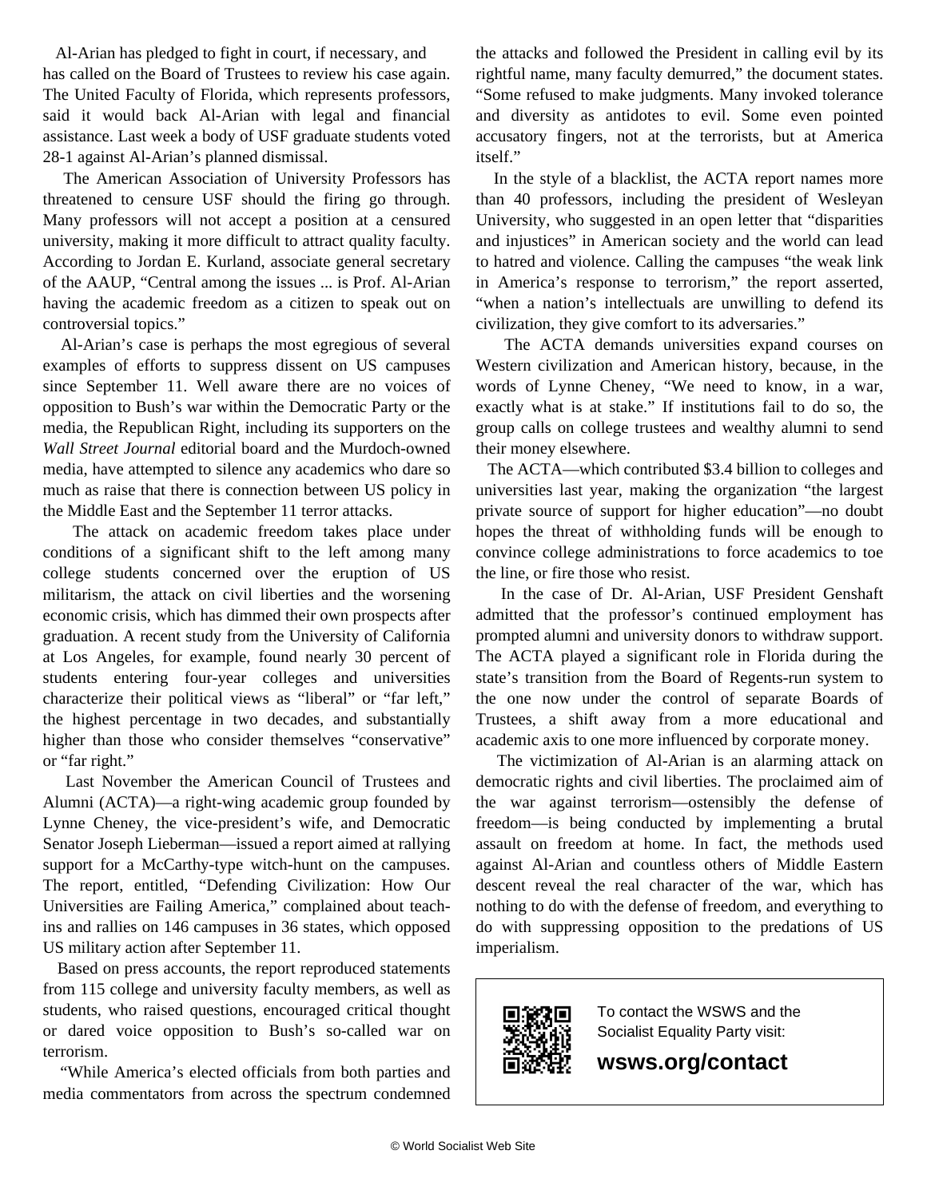Al-Arian has pledged to fight in court, if necessary, and has called on the Board of Trustees to review his case again. The United Faculty of Florida, which represents professors, said it would back Al-Arian with legal and financial assistance. Last week a body of USF graduate students voted 28-1 against Al-Arian's planned dismissal.

The American Association of University Professors has threatened to censure USF should the firing go through. Many professors will not accept a position at a censured university, making it more difficult to attract quality faculty. According to Jordan E. Kurland, associate general secretary of the AAUP, "Central among the issues ... is Prof. Al-Arian having the academic freedom as a citizen to speak out on controversial topics."

Al-Arian's case is perhaps the most egregious of several examples of efforts to suppress dissent on US campuses since September 11. Well aware there are no voices of opposition to Bush's war within the Democratic Party or the media, the Republican Right, including its supporters on the *Wall Street Journal* editorial board and the Murdoch-owned media, have attempted to silence any academics who dare so much as raise that there is connection between US policy in the Middle East and the September 11 terror attacks.

The attack on academic freedom takes place under conditions of a significant shift to the left among many college students concerned over the eruption of US militarism, the attack on civil liberties and the worsening economic crisis, which has dimmed their own prospects after graduation. A recent study from the University of California at Los Angeles, for example, found nearly 30 percent of students entering four-year colleges and universities characterize their political views as "liberal" or "far left," the highest percentage in two decades, and substantially higher than those who consider themselves "conservative" or "far right."

Last November the American Council of Trustees and Alumni (ACTA)—a right-wing academic group founded by Lynne Cheney, the vice-president's wife, and Democratic Senator Joseph Lieberman—issued a report aimed at rallying support for a McCarthy-type witch-hunt on the campuses. The report, entitled, "Defending Civilization: How Our Universities are Failing America," complained about teach-ins and rallies on 146 campuses in 36 states, which opposed US military action after September 11.

Based on press accounts, the report reproduced statements from 115 college and university faculty members, as well as students, who raised questions, encouraged critical thought or dared voice opposition to Bush's so-called war on terrorism.

"While America's elected officials from both parties and media commentators from across the spectrum condemned the attacks and followed the President in calling evil by its rightful name, many faculty demurred," the document states. "Some refused to make judgments. Many invoked tolerance and diversity as antidotes to evil. Some even pointed accusatory fingers, not at the terrorists, but at America itself."

In the style of a blacklist, the ACTA report names more than 40 professors, including the president of Wesleyan University, who suggested in an open letter that "disparities and injustices" in American society and the world can lead to hatred and violence. Calling the campuses "the weak link in America's response to terrorism," the report asserted, "when a nation's intellectuals are unwilling to defend its civilization, they give comfort to its adversaries."

The ACTA demands universities expand courses on Western civilization and American history, because, in the words of Lynne Cheney, "We need to know, in a war, exactly what is at stake." If institutions fail to do so, the group calls on college trustees and wealthy alumni to send their money elsewhere.

The ACTA—which contributed $3.4 billion to colleges and universities last year, making the organization "the largest private source of support for higher education"—no doubt hopes the threat of withholding funds will be enough to convince college administrations to force academics to toe the line, or fire those who resist.

In the case of Dr. Al-Arian, USF President Genshaft admitted that the professor's continued employment has prompted alumni and university donors to withdraw support. The ACTA played a significant role in Florida during the state's transition from the Board of Regents-run system to the one now under the control of separate Boards of Trustees, a shift away from a more educational and academic axis to one more influenced by corporate money.

The victimization of Al-Arian is an alarming attack on democratic rights and civil liberties. The proclaimed aim of the war against terrorism—ostensibly the defense of freedom—is being conducted by implementing a brutal assault on freedom at home. In fact, the methods used against Al-Arian and countless others of Middle Eastern descent reveal the real character of the war, which has nothing to do with the defense of freedom, and everything to do with suppressing opposition to the predations of US imperialism.

To contact the WSWS and the Socialist Equality Party visit:

**wsws.org/contact**